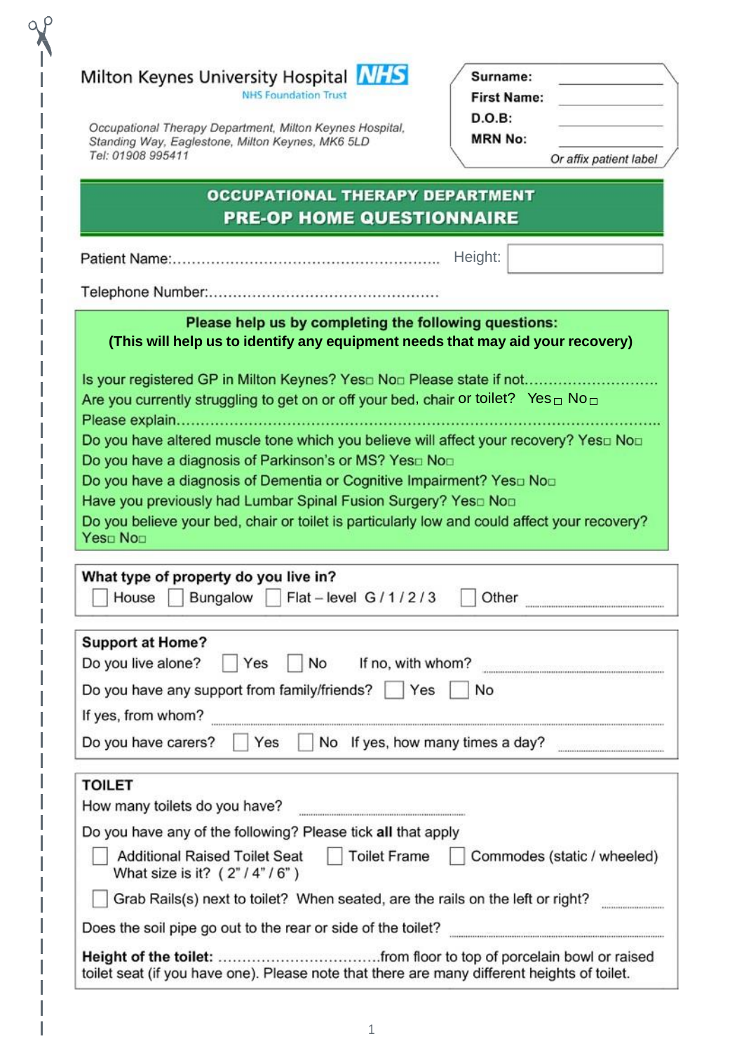Milton Keynes University Hospital **NHS**
NHS Foundation Trust

*Occupational Therapy Department, Milton Keynes Hospital, Standing Way, Eaglestone, Milton Keynes, MK6 5LD*
*Tel: 01908 995411*

**Surname:** ____________
**First Name:** ____________
**D.O.B:** ____________
**MRN No:** ____________
*Or affix patient label*

# OCCUPATIONAL THERAPY DEPARTMENT
# PRE-OP HOME QUESTIONNAIRE

Patient Name:........................................................ Height: ☐

Telephone Number:................................................

**Please help us by completing the following questions:**
**(This will help us to identify any equipment needs that may aid your recovery)**

Is your registered GP in Milton Keynes? Yes☐ No☐ Please state if not.............................
Are you currently struggling to get on or off your bed, chair or toilet? Yes☐ No☐
Please explain...................................................................................................
Do you have altered muscle tone which you believe will affect your recovery? Yes☐ No☐
Do you have a diagnosis of Parkinson's or MS? Yes☐ No☐
Do you have a diagnosis of Dementia or Cognitive Impairment? Yes☐ No☐
Have you previously had Lumbar Spinal Fusion Surgery? Yes☐ No☐
Do you believe your bed, chair or toilet is particularly low and could affect your recovery? Yes☐ No☐

**What type of property do you live in?**
☐ House ☐ Bungalow ☐ Flat – level G / 1 / 2 / 3 ☐ Other ..........................

**Support at Home?**
Do you live alone? ☐ Yes ☐ No If no, with whom? ..........................
Do you have any support from family/friends? ☐ Yes ☐ No
If yes, from whom? ..........................
Do you have carers? ☐ Yes ☐ No If yes, how many times a day? ..........................

**TOILET**
How many toilets do you have? ..........................
Do you have any of the following? Please tick **all** that apply
☐ Additional Raised Toilet Seat ☐ Toilet Frame ☐ Commodes (static / wheeled)
What size is it? ( 2" / 4" / 6" )
☐ Grab Rails(s) next to toilet? When seated, are the rails on the left or right? ..........................
Does the soil pipe go out to the rear or side of the toilet? ..........................
**Height of the toilet:** .................................from floor to top of porcelain bowl or raised toilet seat (if you have one). Please note that there are many different heights of toilet.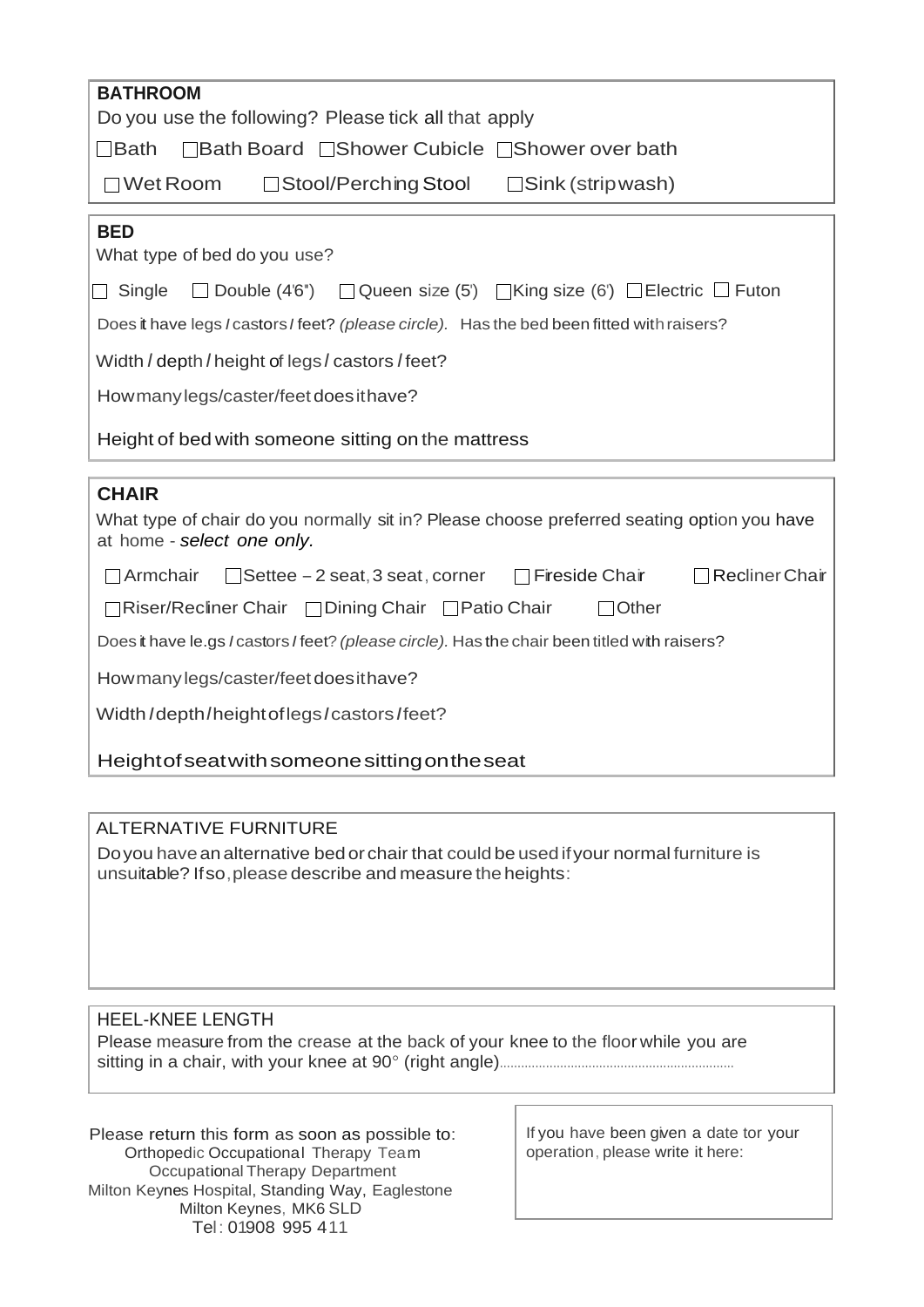## BATHROOM

Do you use the following? Please tick all that apply

☐Bath ☐Bath Board ☐Shower Cubicle ☐Shower over bath

☐Wet Room ☐Stool/Perching Stool ☐Sink (strip wash)

## BED

What type of bed do you use?

☐ Single ☐ Double (4'6") ☐ Queen size (5') ☐King size (6') ☐Electric ☐ Futon

Does it have legs / castors / feet? *(please circle).* Has the bed been fitted with raisers?

Width / depth / height of legs / castors / feet?

How many legs/caster/feet does it have?

Height of bed with someone sitting on the mattress

## CHAIR

What type of chair do you normally sit in? Please choose preferred seating option you have at home - *select one only.*

☐Armchair ☐Settee – 2 seat, 3 seat, corner ☐Fireside Chair ☐Recliner Chair

☐Riser/Recliner Chair ☐Dining Chair ☐Patio Chair ☐Other

Does it have le.gs / castors / feet? *(please circle).* Has the chair been titled with raisers?

How many legs/caster/feet does it have?

Width / depth / height of legs / castors / feet?

Height of seat with someone sitting on the seat

## ALTERNATIVE FURNITURE

Do you have an alternative bed or chair that could be used if your normal furniture is unsuitable? If so, please describe and measure the heights:

## HEEL-KNEE LENGTH

Please measure from the crease at the back of your knee to the floor while you are sitting in a chair, with your knee at 90° (right angle)..................................................................

Please return this form as soon as possible to:
Orthopedic Occupational Therapy Team
Occupational Therapy Department
Milton Keynes Hospital, Standing Way, Eaglestone
Milton Keynes, MK6 SLD
Tel: 01908 995 411

If you have been given a date tor your operation, please write it here: